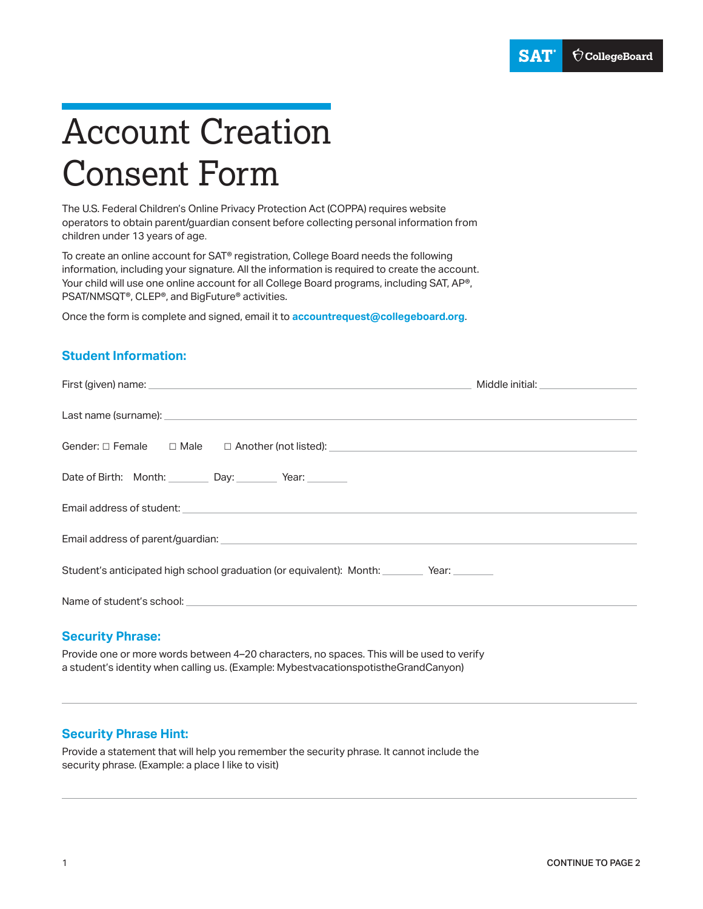# Account Creation Consent Form

The U.S. Federal Children's Online Privacy Protection Act (COPPA) requires website operators to obtain parent/guardian consent before collecting personal information from children under 13 years of age.

To create an online account for SAT® registration, College Board needs the following information, including your signature. All the information is required to create the account. Your child will use one online account for all College Board programs, including SAT, AP®, PSAT/NMSQT®, CLEP®, and BigFuture® activities.

Once the form is complete and signed, email it to **accountrequest@collegeboard.org**.

## Student Information:

First (given) name: ______________________________ Middle initial: __________

Last name (surname): ______________________________

Gender: ☐ Female ☐ Male ☐ Another (not listed): ______________________________

Date of Birth: Month: _______ Day: _______ Year: _______

Email address of student: ______________________________

Email address of parent/guardian: ______________________________

Student's anticipated high school graduation (or equivalent): Month: _______ Year: _______

Name of student's school: ______________________________

## Security Phrase:

Provide one or more words between 4–20 characters, no spaces. This will be used to verify a student's identity when calling us. (Example: MybestvacationspotistheGrandCanyon)

______________________________

## Security Phrase Hint:

Provide a statement that will help you remember the security phrase. It cannot include the security phrase. (Example: a place I like to visit)

______________________________

CONTINUE TO PAGE 2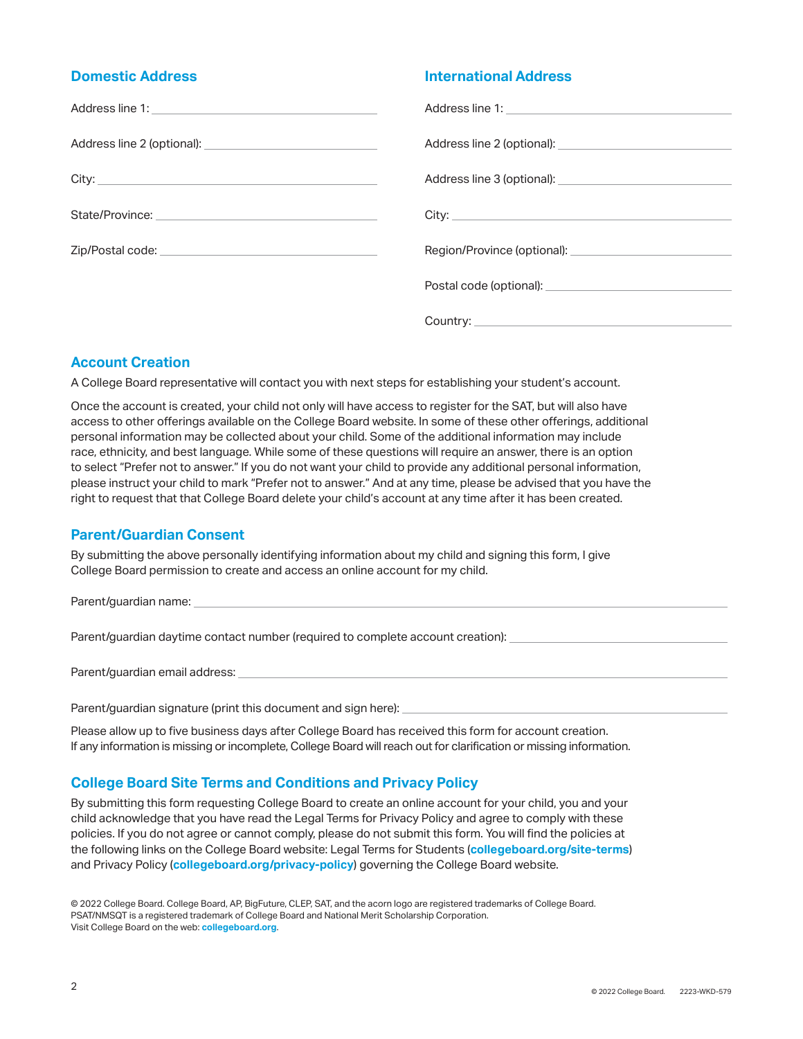## Domestic Address

Address line 1: \_\_\_\_\_\_\_\_\_\_\_\_\_\_\_\_\_\_\_\_\_\_\_\_\_\_\_\_\_\_

Address line 2 (optional): \_\_\_\_\_\_\_\_\_\_\_\_\_\_\_\_\_\_\_\_\_\_\_\_\_\_\_\_\_\_

City: \_\_\_\_\_\_\_\_\_\_\_\_\_\_\_\_\_\_\_\_\_\_\_\_\_\_\_\_\_\_

State/Province: \_\_\_\_\_\_\_\_\_\_\_\_\_\_\_\_\_\_\_\_\_\_\_\_\_\_\_\_\_\_

Zip/Postal code: \_\_\_\_\_\_\_\_\_\_\_\_\_\_\_\_\_\_\_\_\_\_\_\_\_\_\_\_\_\_

## International Address

Address line 1: \_\_\_\_\_\_\_\_\_\_\_\_\_\_\_\_\_\_\_\_\_\_\_\_\_\_\_\_\_\_

Address line 2 (optional): \_\_\_\_\_\_\_\_\_\_\_\_\_\_\_\_\_\_\_\_\_\_\_\_\_\_\_\_\_\_

Address line 3 (optional): \_\_\_\_\_\_\_\_\_\_\_\_\_\_\_\_\_\_\_\_\_\_\_\_\_\_\_\_\_\_

City: \_\_\_\_\_\_\_\_\_\_\_\_\_\_\_\_\_\_\_\_\_\_\_\_\_\_\_\_\_\_

Region/Province (optional): \_\_\_\_\_\_\_\_\_\_\_\_\_\_\_\_\_\_\_\_\_\_\_\_\_\_\_\_\_\_

Postal code (optional): \_\_\_\_\_\_\_\_\_\_\_\_\_\_\_\_\_\_\_\_\_\_\_\_\_\_\_\_\_\_

Country: \_\_\_\_\_\_\_\_\_\_\_\_\_\_\_\_\_\_\_\_\_\_\_\_\_\_\_\_\_\_

## Account Creation

A College Board representative will contact you with next steps for establishing your student's account.

Once the account is created, your child not only will have access to register for the SAT, but will also have access to other offerings available on the College Board website. In some of these other offerings, additional personal information may be collected about your child. Some of the additional information may include race, ethnicity, and best language. While some of these questions will require an answer, there is an option to select "Prefer not to answer." If you do not want your child to provide any additional personal information, please instruct your child to mark "Prefer not to answer." And at any time, please be advised that you have the right to request that that College Board delete your child's account at any time after it has been created.

## Parent/Guardian Consent

By submitting the above personally identifying information about my child and signing this form, I give College Board permission to create and access an online account for my child.

Parent/guardian name: \_\_\_\_\_\_\_\_\_\_\_\_\_\_\_\_\_\_\_\_\_\_\_\_\_\_\_\_\_\_

Parent/guardian daytime contact number (required to complete account creation): \_\_\_\_\_\_\_\_\_\_\_\_\_\_\_\_\_\_\_\_\_\_\_\_\_\_\_\_\_\_

Parent/guardian email address: \_\_\_\_\_\_\_\_\_\_\_\_\_\_\_\_\_\_\_\_\_\_\_\_\_\_\_\_\_\_

Parent/guardian signature (print this document and sign here): \_\_\_\_\_\_\_\_\_\_\_\_\_\_\_\_\_\_\_\_\_\_\_\_\_\_\_\_\_\_

Please allow up to five business days after College Board has received this form for account creation. If any information is missing or incomplete, College Board will reach out for clarification or missing information.

## College Board Site Terms and Conditions and Privacy Policy

By submitting this form requesting College Board to create an online account for your child, you and your child acknowledge that you have read the Legal Terms for Privacy Policy and agree to comply with these policies. If you do not agree or cannot comply, please do not submit this form. You will find the policies at the following links on the College Board website: Legal Terms for Students (**collegeboard.org/site-terms**) and Privacy Policy (**collegeboard.org/privacy-policy**) governing the College Board website.

© 2022 College Board. College Board, AP, BigFuture, CLEP, SAT, and the acorn logo are registered trademarks of College Board. PSAT/NMSQT is a registered trademark of College Board and National Merit Scholarship Corporation.
Visit College Board on the web: **collegeboard.org**.

© 2022 College Board. 2223-WKD-579